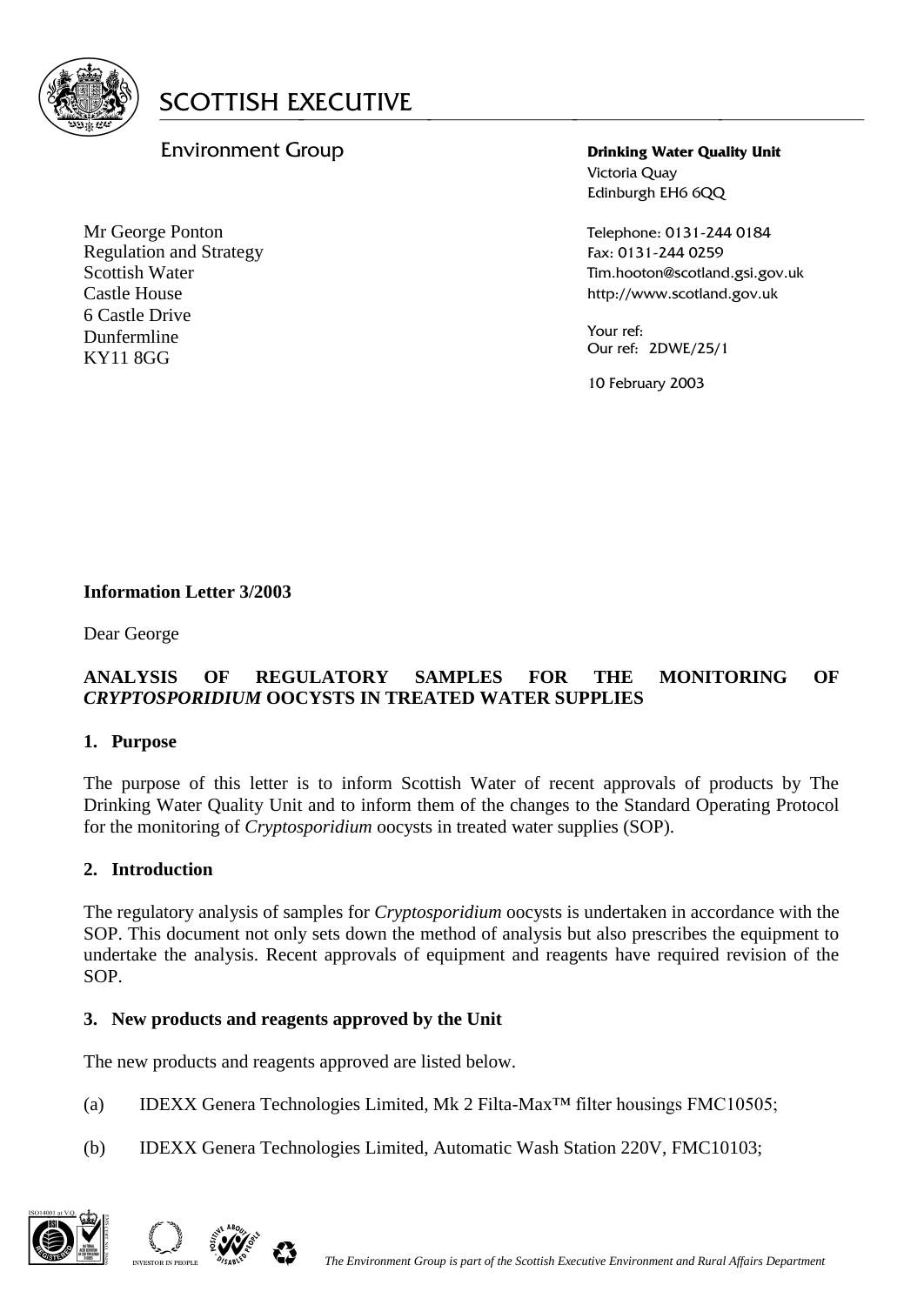SCOTTISH EXECUTIVE

Environment Group

**Drinking Water Quality Unit**
Victoria Quay
Edinburgh EH6 6QQ

Telephone: 0131-244 0184
Fax: 0131-244 0259
Tim.hooton@scotland.gsi.gov.uk
http://www.scotland.gov.uk

Your ref:
Our ref: 2DWE/25/1

10 February 2003

Mr George Ponton
Regulation and Strategy
Scottish Water
Castle House
6 Castle Drive
Dunfermline
KY11 8GG

**Information Letter 3/2003**

Dear George

**ANALYSIS OF REGULATORY SAMPLES FOR THE MONITORING OF *CRYPTOSPORIDIUM* OOCYSTS IN TREATED WATER SUPPLIES**

**1. Purpose**

The purpose of this letter is to inform Scottish Water of recent approvals of products by The Drinking Water Quality Unit and to inform them of the changes to the Standard Operating Protocol for the monitoring of *Cryptosporidium* oocysts in treated water supplies (SOP).

**2. Introduction**

The regulatory analysis of samples for *Cryptosporidium* oocysts is undertaken in accordance with the SOP. This document not only sets down the method of analysis but also prescribes the equipment to undertake the analysis. Recent approvals of equipment and reagents have required revision of the SOP.

**3. New products and reagents approved by the Unit**

The new products and reagents approved are listed below.

(a) IDEXX Genera Technologies Limited, Mk 2 Filta-Max™ filter housings FMC10505;

(b) IDEXX Genera Technologies Limited, Automatic Wash Station 220V, FMC10103;

*The Environment Group is part of the Scottish Executive Environment and Rural Affairs Department*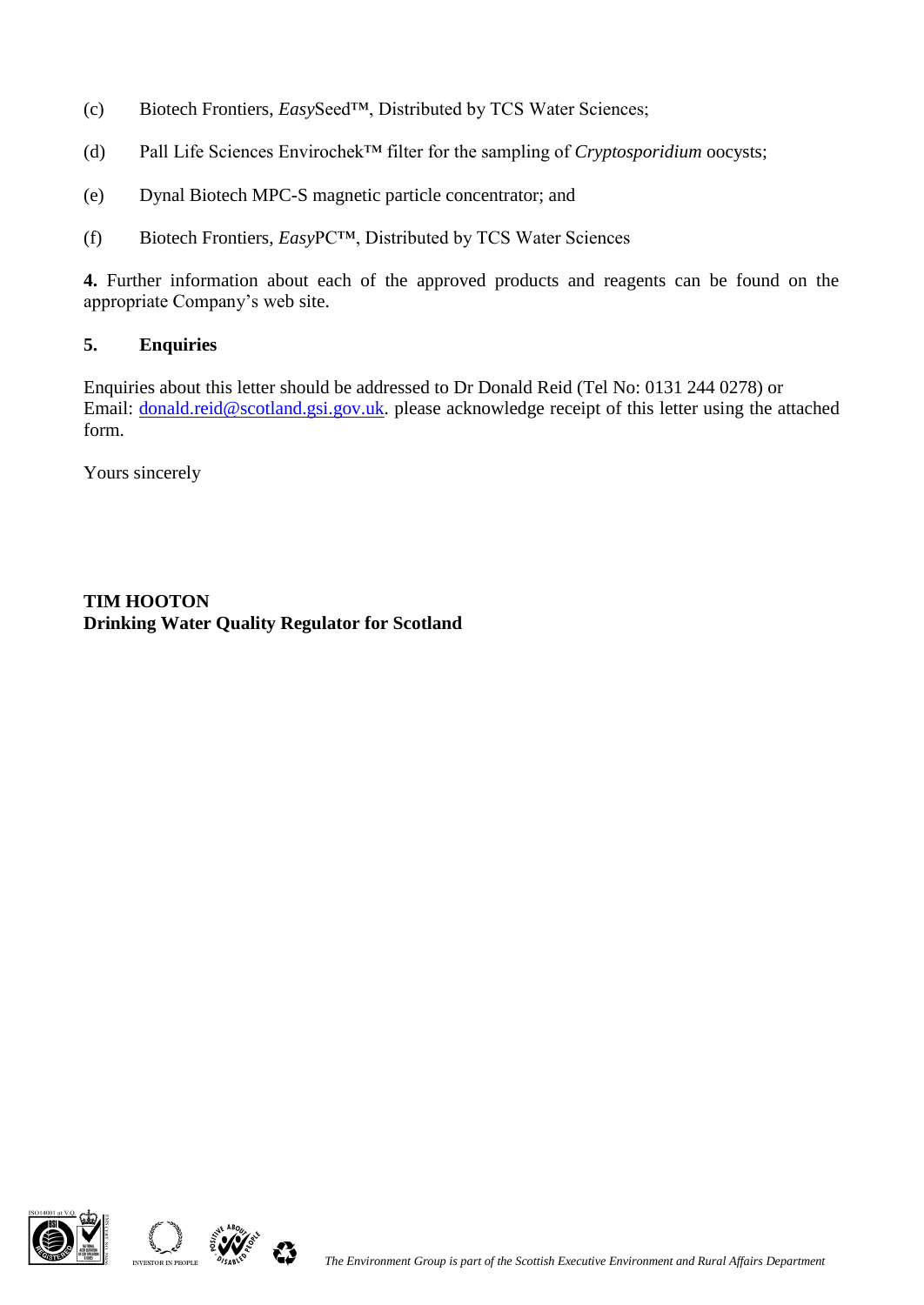(c) Biotech Frontiers, *Easy*Seed™, Distributed by TCS Water Sciences;

(d) Pall Life Sciences Envirochek™ filter for the sampling of *Cryptosporidium* oocysts;

(e) Dynal Biotech MPC-S magnetic particle concentrator; and

(f) Biotech Frontiers, *Easy*PC™, Distributed by TCS Water Sciences

**4.** Further information about each of the approved products and reagents can be found on the appropriate Company's web site.

**5. Enquiries**

Enquiries about this letter should be addressed to Dr Donald Reid (Tel No: 0131 244 0278) or Email: donald.reid@scotland.gsi.gov.uk. please acknowledge receipt of this letter using the attached form.

Yours sincerely

**TIM HOOTON**
**Drinking Water Quality Regulator for Scotland**

*The Environment Group is part of the Scottish Executive Environment and Rural Affairs Department*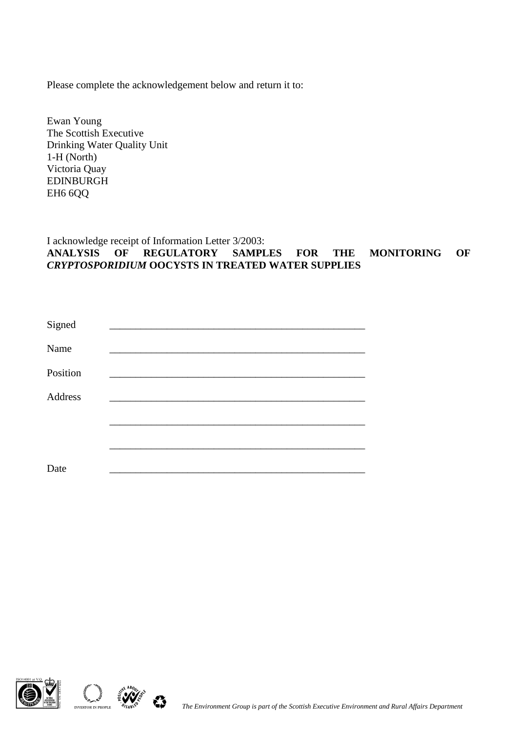Please complete the acknowledgement below and return it to:

Ewan Young
The Scottish Executive
Drinking Water Quality Unit
1-H (North)
Victoria Quay
EDINBURGH
EH6 6QQ

I acknowledge receipt of Information Letter 3/2003:
**ANALYSIS OF REGULATORY SAMPLES FOR THE MONITORING OF *CRYPTOSPORIDIUM* OOCYSTS IN TREATED WATER SUPPLIES**

Signed ______________________________________________

Name ______________________________________________

Position ______________________________________________

Address ______________________________________________

______________________________________________

______________________________________________

Date ______________________________________________

*The Environment Group is part of the Scottish Executive Environment and Rural Affairs Department*